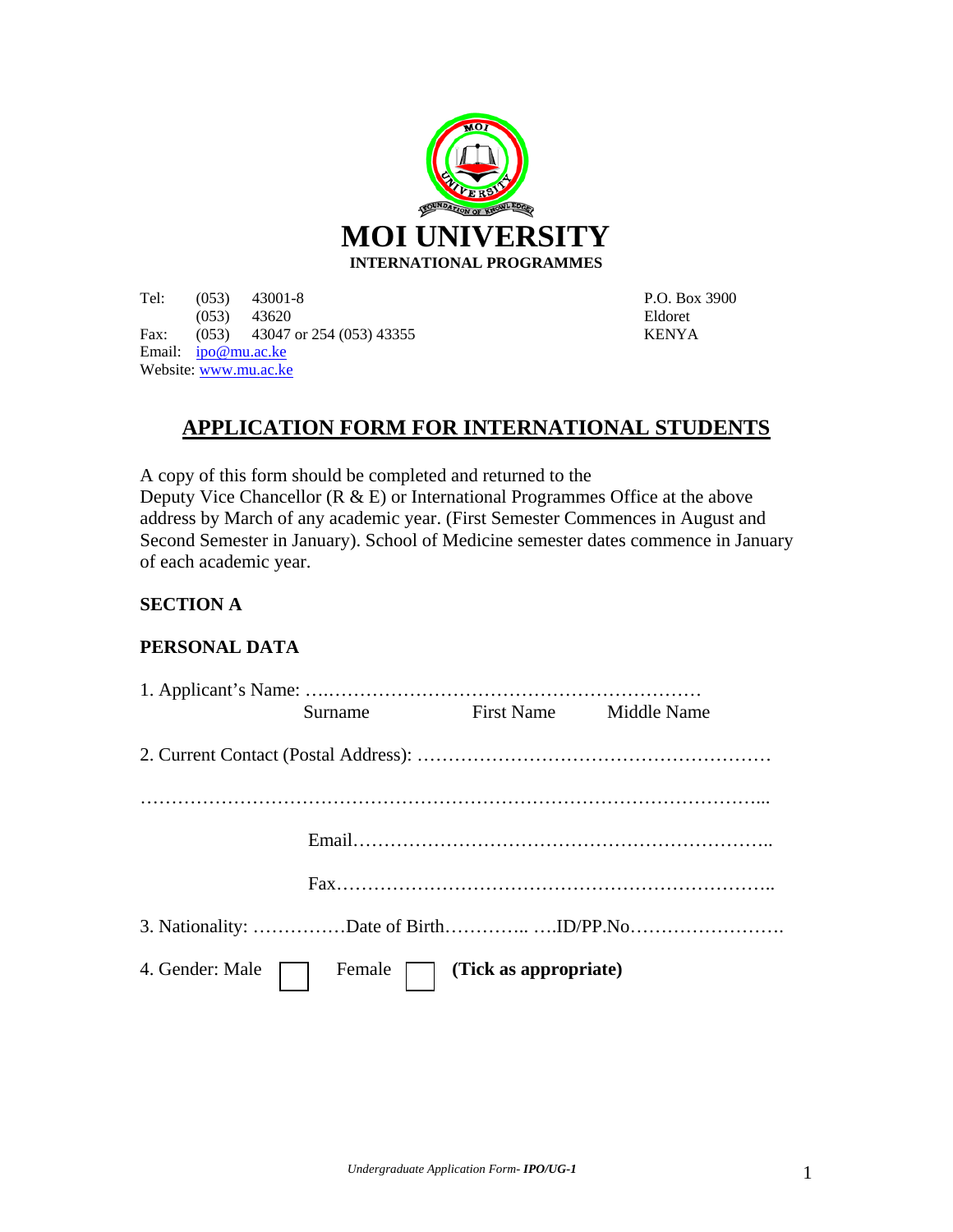# MOI UNIVERSITY

**INTERNATIONAL PROGRAMMES**

Tel: (053) 43001-8
(053) 43620
Fax: (053) 43047 or 254 (053) 43355
Email: ipo@mu.ac.ke
Website: www.mu.ac.ke

P.O. Box 3900
Eldoret
KENYA

## APPLICATION FORM FOR INTERNATIONAL STUDENTS

A copy of this form should be completed and returned to the Deputy Vice Chancellor (R & E) or International Programmes Office at the above address by March of any academic year. (First Semester Commences in August and Second Semester in January). School of Medicine semester dates commence in January of each academic year.

### SECTION A

### PERSONAL DATA

1. Applicant's Name: ….……………………………………………………
   Surname First Name Middle Name

2. Current Contact (Postal Address): …………………………………………………

………………………………………………………………………………………...

Email…………………………………………………………..

Fax…………………………………………………………….

3. Nationality: ……………Date of Birth………….. ….ID/PP.No…………………….

4. Gender: Male ☐ Female ☐ **(Tick as appropriate)**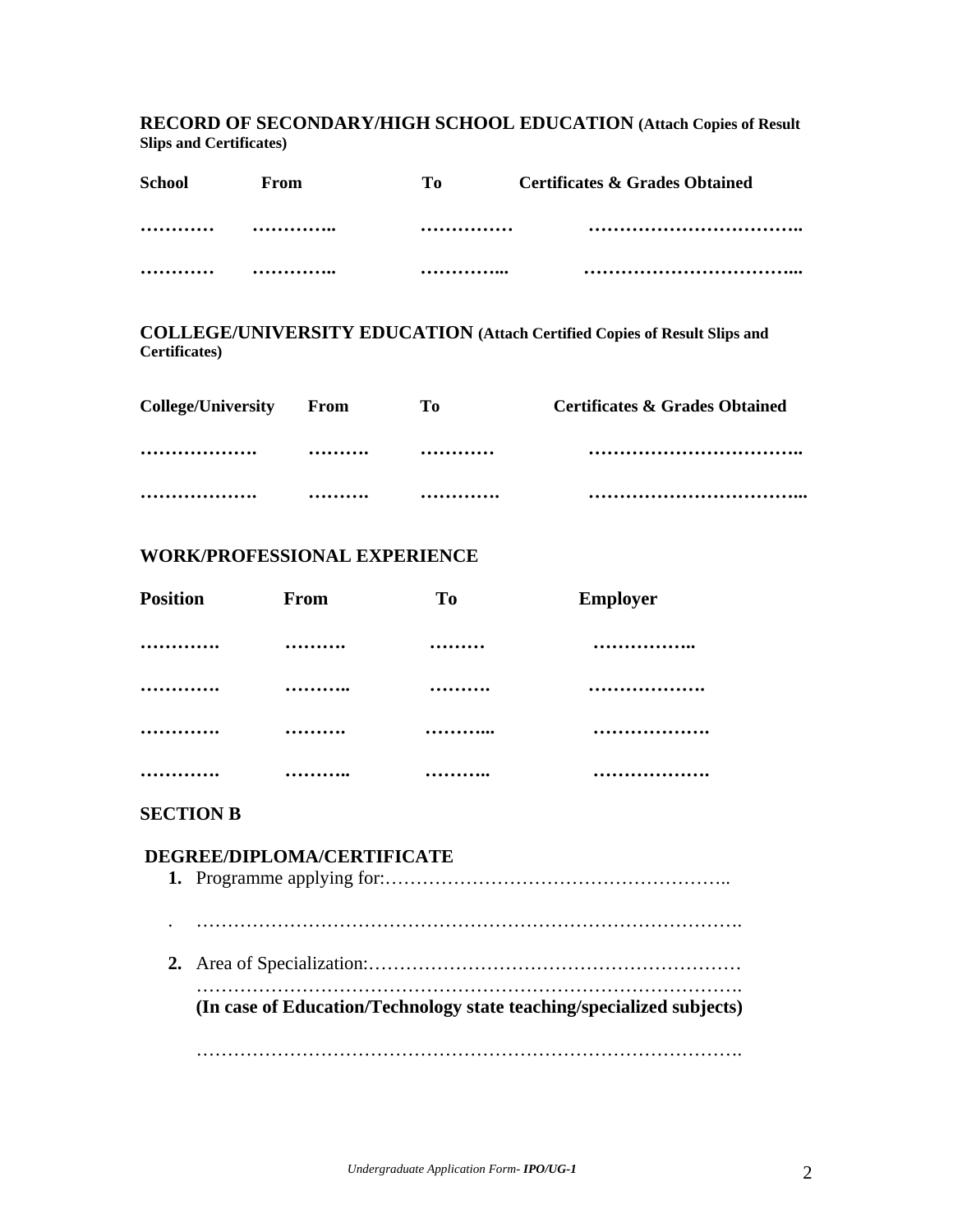**RECORD OF SECONDARY/HIGH SCHOOL EDUCATION** **(Attach Copies of Result Slips and Certificates)**

| School | From | To | Certificates & Grades Obtained |
|---|---|---|---|
| ………… | ………….. | …………… | …………………………….. |
| ………… | ………….. | …………... | ……………………………... |

**COLLEGE/UNIVERSITY EDUCATION** **(Attach Certified Copies of Result Slips and Certificates)**

| College/University | From | To | Certificates & Grades Obtained |
|---|---|---|---|
| ………………. | ………. | ………… | …………………………….. |
| ………………. | ………. | …………. | ……………………………... |

**WORK/PROFESSIONAL EXPERIENCE**

| Position | From | To | Employer |
|---|---|---|---|
| …………. | ………. | ……… | …………….. |
| …………. | ……….. | ………. | ………………. |
| …………. | ………. | ………... | ………………. |
| …………. | ……….. | ……….. | ………………. |

**SECTION B**

**DEGREE/DIPLOMA/CERTIFICATE**

1. Programme applying for:………………………………………………..

   . ……………………………………………………………………….

2. Area of Specialization:……………………………………………………

   ……………………………………………………………………….

   **(In case of Education/Technology state teaching/specialized subjects)**

   ……………………………………………………………………….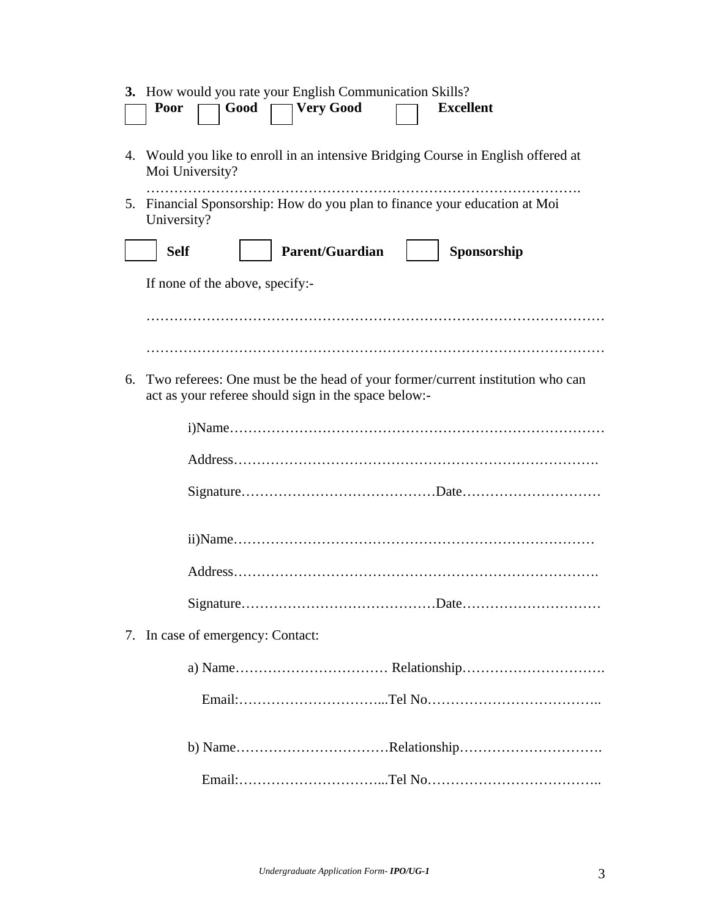3. How would you rate your English Communication Skills?

☐ **Poor** ☐ **Good** ☐ **Very Good** ☐ **Excellent**

4. Would you like to enroll in an intensive Bridging Course in English offered at Moi University?

   ……………………………………………………………………………….

5. Financial Sponsorship: How do you plan to finance your education at Moi University?

   ☐ **Self** ☐ **Parent/Guardian** ☐ **Sponsorship**

   If none of the above, specify:-

   ……………………………………………………………………………………

   ……………………………………………………………………………………

6. Two referees: One must be the head of your former/current institution who can act as your referee should sign in the space below:-

   i)Name……………………………………………………………………

   Address…………………………………………………………………….

   Signature……………………………………Date…………………………

   ii)Name……………………………………………………………………

   Address…………………………………………………………………….

   Signature……………………………………Date…………………………

7. In case of emergency: Contact:

   a) Name…………………………… Relationship………………………….

   Email:…………………………...Tel No………………………………..

   b) Name……………………………Relationship………………………….

   Email:…………………………...Tel No………………………………..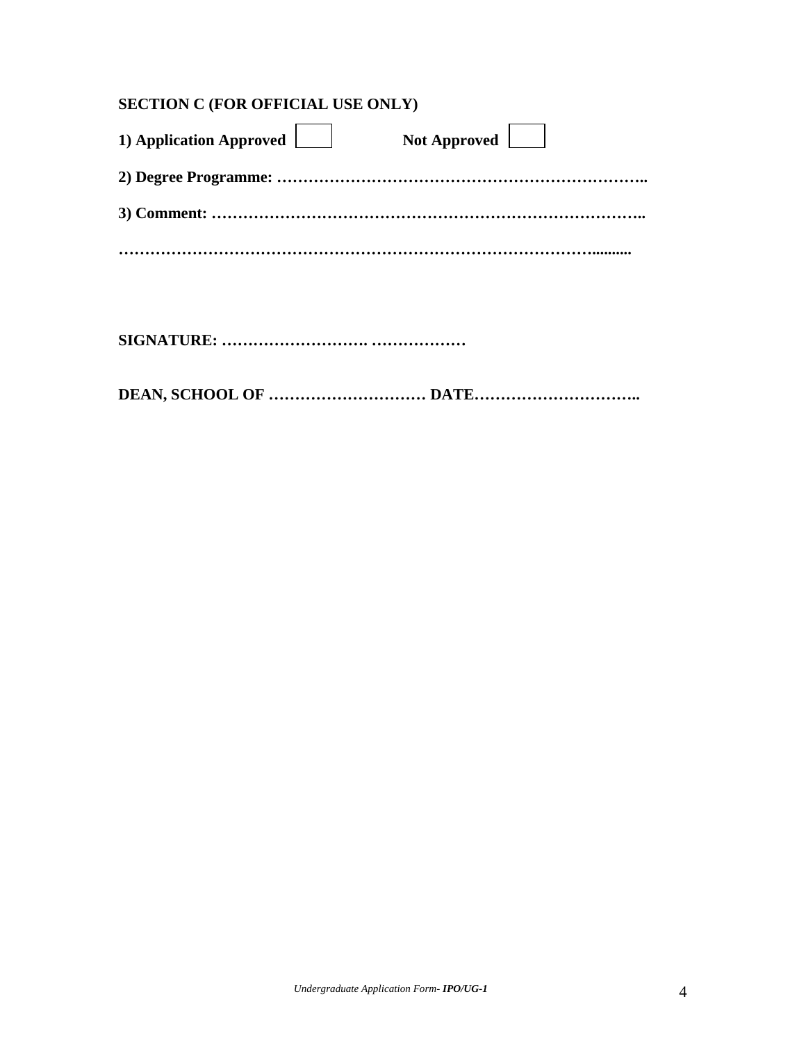**SECTION C (FOR OFFICIAL USE ONLY)**

**1) Application Approved** ☐ **Not Approved** ☐

**2) Degree Programme: ……………………………………………………………..**

**3) Comment: ………………………………………………………………………..**

**……………………………………………………………………………….........**

**SIGNATURE: ………………………. ………………**

**DEAN, SCHOOL OF ………………………… DATE…………………………..**